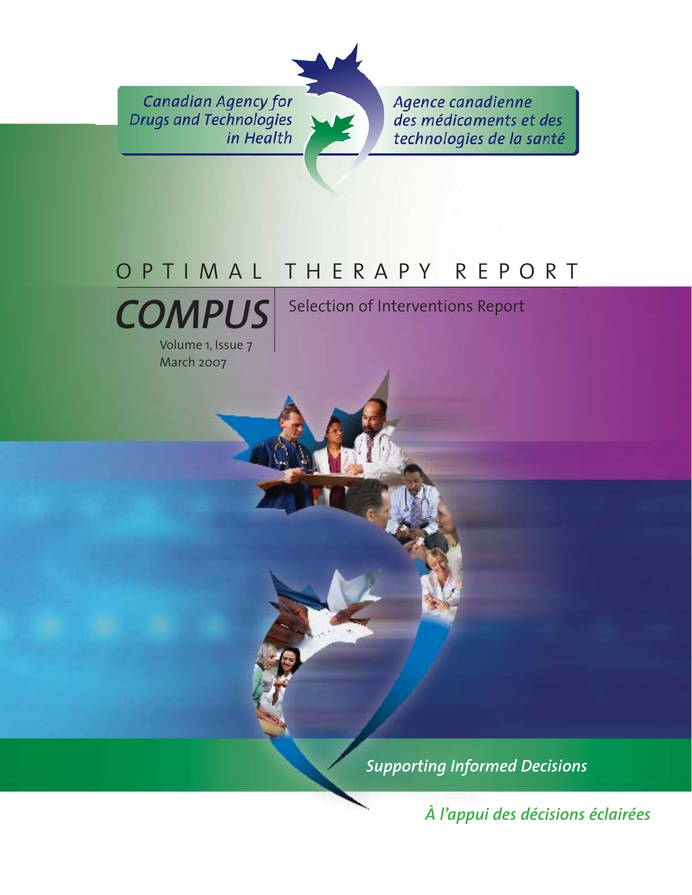Canadian Agency for Drugs and Technologies in Health

Agence canadienne des médicaments et des technologies de la santé

# OPTIMAL THERAPY REPORT

## COMPUS

Volume 1, Issue 7
March 2007

Selection of Interventions Report

*Supporting Informed Decisions*

*À l'appui des décisions éclairées*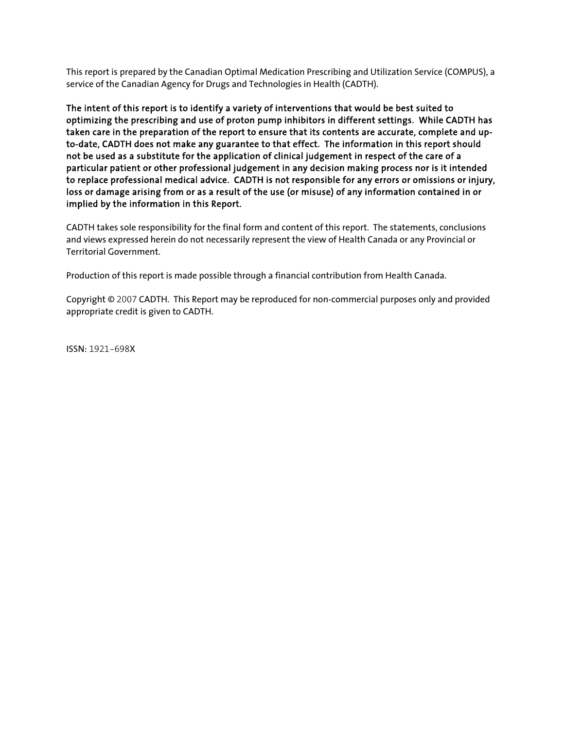This report is prepared by the Canadian Optimal Medication Prescribing and Utilization Service (COMPUS), a service of the Canadian Agency for Drugs and Technologies in Health (CADTH).

**The intent of this report is to identify a variety of interventions that would be best suited to optimizing the prescribing and use of proton pump inhibitors in different settings. While CADTH has taken care in the preparation of the report to ensure that its contents are accurate, complete and up-to-date, CADTH does not make any guarantee to that effect. The information in this report should not be used as a substitute for the application of clinical judgement in respect of the care of a particular patient or other professional judgement in any decision making process nor is it intended to replace professional medical advice. CADTH is not responsible for any errors or omissions or injury, loss or damage arising from or as a result of the use (or misuse) of any information contained in or implied by the information in this Report.**

CADTH takes sole responsibility for the final form and content of this report. The statements, conclusions and views expressed herein do not necessarily represent the view of Health Canada or any Provincial or Territorial Government.

Production of this report is made possible through a financial contribution from Health Canada.

Copyright © 2007 CADTH. This Report may be reproduced for non-commercial purposes only and provided appropriate credit is given to CADTH.

ISSN: 1921–698X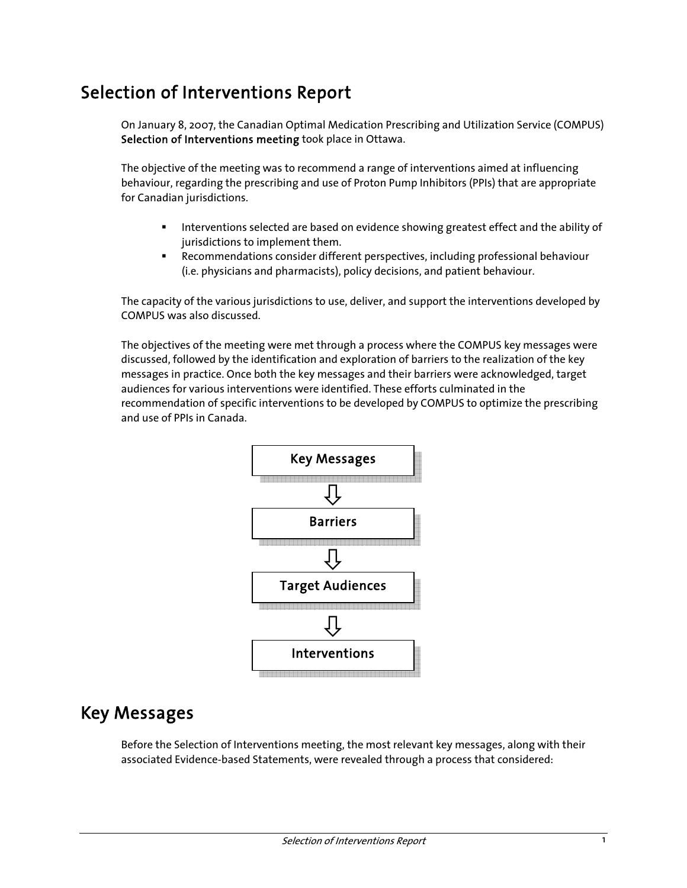# Selection of Interventions Report

On January 8, 2007, the Canadian Optimal Medication Prescribing and Utilization Service (COMPUS) **Selection of Interventions meeting** took place in Ottawa.

The objective of the meeting was to recommend a range of interventions aimed at influencing behaviour, regarding the prescribing and use of Proton Pump Inhibitors (PPIs) that are appropriate for Canadian jurisdictions.

- Interventions selected are based on evidence showing greatest effect and the ability of jurisdictions to implement them.
- Recommendations consider different perspectives, including professional behaviour (i.e. physicians and pharmacists), policy decisions, and patient behaviour.

The capacity of the various jurisdictions to use, deliver, and support the interventions developed by COMPUS was also discussed.

The objectives of the meeting were met through a process where the COMPUS key messages were discussed, followed by the identification and exploration of barriers to the realization of the key messages in practice. Once both the key messages and their barriers were acknowledged, target audiences for various interventions were identified. These efforts culminated in the recommendation of specific interventions to be developed by COMPUS to optimize the prescribing and use of PPIs in Canada.

Key Messages → Barriers → Target Audiences → Interventions

# Key Messages

Before the Selection of Interventions meeting, the most relevant key messages, along with their associated Evidence-based Statements, were revealed through a process that considered: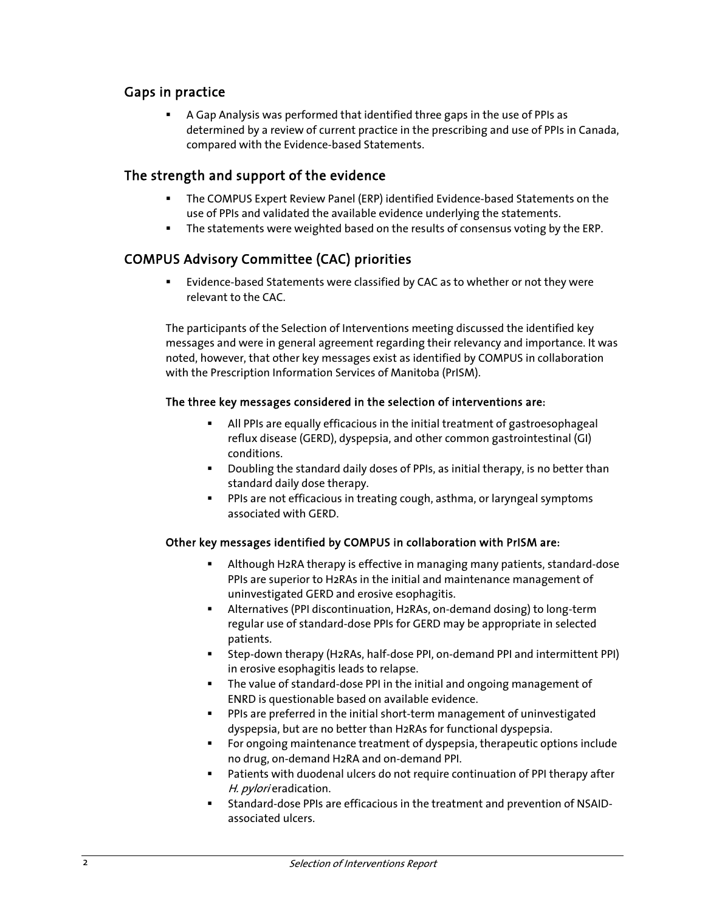## Gaps in practice

- A Gap Analysis was performed that identified three gaps in the use of PPIs as determined by a review of current practice in the prescribing and use of PPIs in Canada, compared with the Evidence-based Statements.

## The strength and support of the evidence

- The COMPUS Expert Review Panel (ERP) identified Evidence-based Statements on the use of PPIs and validated the available evidence underlying the statements.
- The statements were weighted based on the results of consensus voting by the ERP.

## COMPUS Advisory Committee (CAC) priorities

- Evidence-based Statements were classified by CAC as to whether or not they were relevant to the CAC.

The participants of the Selection of Interventions meeting discussed the identified key messages and were in general agreement regarding their relevancy and importance. It was noted, however, that other key messages exist as identified by COMPUS in collaboration with the Prescription Information Services of Manitoba (PrISM).

### The three key messages considered in the selection of interventions are:

- All PPIs are equally efficacious in the initial treatment of gastroesophageal reflux disease (GERD), dyspepsia, and other common gastrointestinal (GI) conditions.
- Doubling the standard daily doses of PPIs, as initial therapy, is no better than standard daily dose therapy.
- PPIs are not efficacious in treating cough, asthma, or laryngeal symptoms associated with GERD.

### Other key messages identified by COMPUS in collaboration with PrISM are:

- Although H2RA therapy is effective in managing many patients, standard-dose PPIs are superior to H2RAs in the initial and maintenance management of uninvestigated GERD and erosive esophagitis.
- Alternatives (PPI discontinuation, H2RAs, on-demand dosing) to long-term regular use of standard-dose PPIs for GERD may be appropriate in selected patients.
- Step-down therapy (H2RAs, half-dose PPI, on-demand PPI and intermittent PPI) in erosive esophagitis leads to relapse.
- The value of standard-dose PPI in the initial and ongoing management of ENRD is questionable based on available evidence.
- PPIs are preferred in the initial short-term management of uninvestigated dyspepsia, but are no better than H2RAs for functional dyspepsia.
- For ongoing maintenance treatment of dyspepsia, therapeutic options include no drug, on-demand H2RA and on-demand PPI.
- Patients with duodenal ulcers do not require continuation of PPI therapy after *H. pylori* eradication.
- Standard-dose PPIs are efficacious in the treatment and prevention of NSAID-associated ulcers.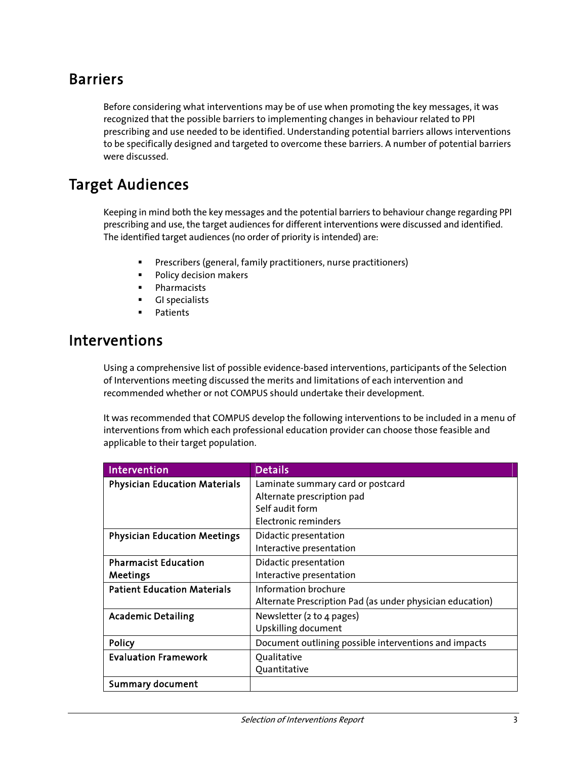## Barriers

Before considering what interventions may be of use when promoting the key messages, it was recognized that the possible barriers to implementing changes in behaviour related to PPI prescribing and use needed to be identified. Understanding potential barriers allows interventions to be specifically designed and targeted to overcome these barriers. A number of potential barriers were discussed.

## Target Audiences

Keeping in mind both the key messages and the potential barriers to behaviour change regarding PPI prescribing and use, the target audiences for different interventions were discussed and identified. The identified target audiences (no order of priority is intended) are:

- Prescribers (general, family practitioners, nurse practitioners)
- Policy decision makers
- Pharmacists
- GI specialists
- Patients

## Interventions

Using a comprehensive list of possible evidence-based interventions, participants of the Selection of Interventions meeting discussed the merits and limitations of each intervention and recommended whether or not COMPUS should undertake their development.

It was recommended that COMPUS develop the following interventions to be included in a menu of interventions from which each professional education provider can choose those feasible and applicable to their target population.

| Intervention | Details |
|---|---|
| **Physician Education Materials** | Laminate summary card or postcard<br>Alternate prescription pad<br>Self audit form<br>Electronic reminders |
| **Physician Education Meetings** | Didactic presentation<br>Interactive presentation |
| **Pharmacist Education Meetings** | Didactic presentation<br>Interactive presentation |
| **Patient Education Materials** | Information brochure<br>Alternate Prescription Pad (as under physician education) |
| **Academic Detailing** | Newsletter (2 to 4 pages)<br>Upskilling document |
| **Policy** | Document outlining possible interventions and impacts |
| **Evaluation Framework** | Qualitative<br>Quantitative |
| **Summary document** | |